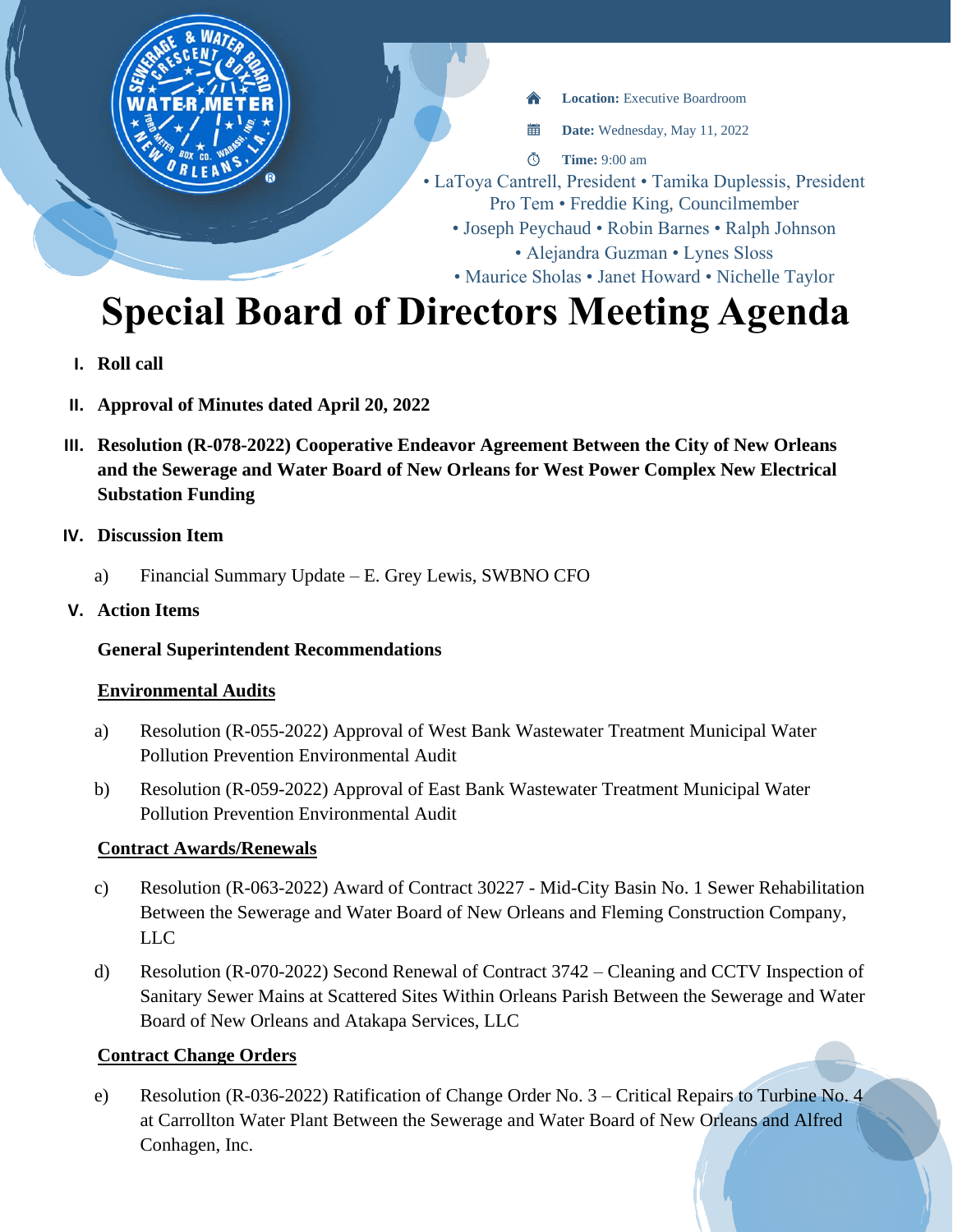**Location:** Executive Boardroom

**Date:** Wednesday, May 11, 2022

**Time:** 9:00 am

• LaToya Cantrell, President • Tamika Duplessis, President Pro Tem • Freddie King, Councilmember • Joseph Peychaud • Robin Barnes • Ralph Johnson • Alejandra Guzman • Lynes Sloss • Maurice Sholas • Janet Howard • Nichelle Taylor

# Special Board of Directors Meeting Agenda

**I. Roll call**

**II. Approval of Minutes dated April 20, 2022**

**III. Resolution (R-078-2022) Cooperative Endeavor Agreement Between the City of New Orleans and the Sewerage and Water Board of New Orleans for West Power Complex New Electrical Substation Funding**

**IV. Discussion Item**

a) Financial Summary Update – E. Grey Lewis, SWBNO CFO

**V. Action Items**

**General Superintendent Recommendations**

**Environmental Audits**

a) Resolution (R-055-2022) Approval of West Bank Wastewater Treatment Municipal Water Pollution Prevention Environmental Audit

b) Resolution (R-059-2022) Approval of East Bank Wastewater Treatment Municipal Water Pollution Prevention Environmental Audit

**Contract Awards/Renewals**

c) Resolution (R-063-2022) Award of Contract 30227 - Mid-City Basin No. 1 Sewer Rehabilitation Between the Sewerage and Water Board of New Orleans and Fleming Construction Company, LLC

d) Resolution (R-070-2022) Second Renewal of Contract 3742 – Cleaning and CCTV Inspection of Sanitary Sewer Mains at Scattered Sites Within Orleans Parish Between the Sewerage and Water Board of New Orleans and Atakapa Services, LLC

**Contract Change Orders**

e) Resolution (R-036-2022) Ratification of Change Order No. 3 – Critical Repairs to Turbine No. 4 at Carrollton Water Plant Between the Sewerage and Water Board of New Orleans and Alfred Conhagen, Inc.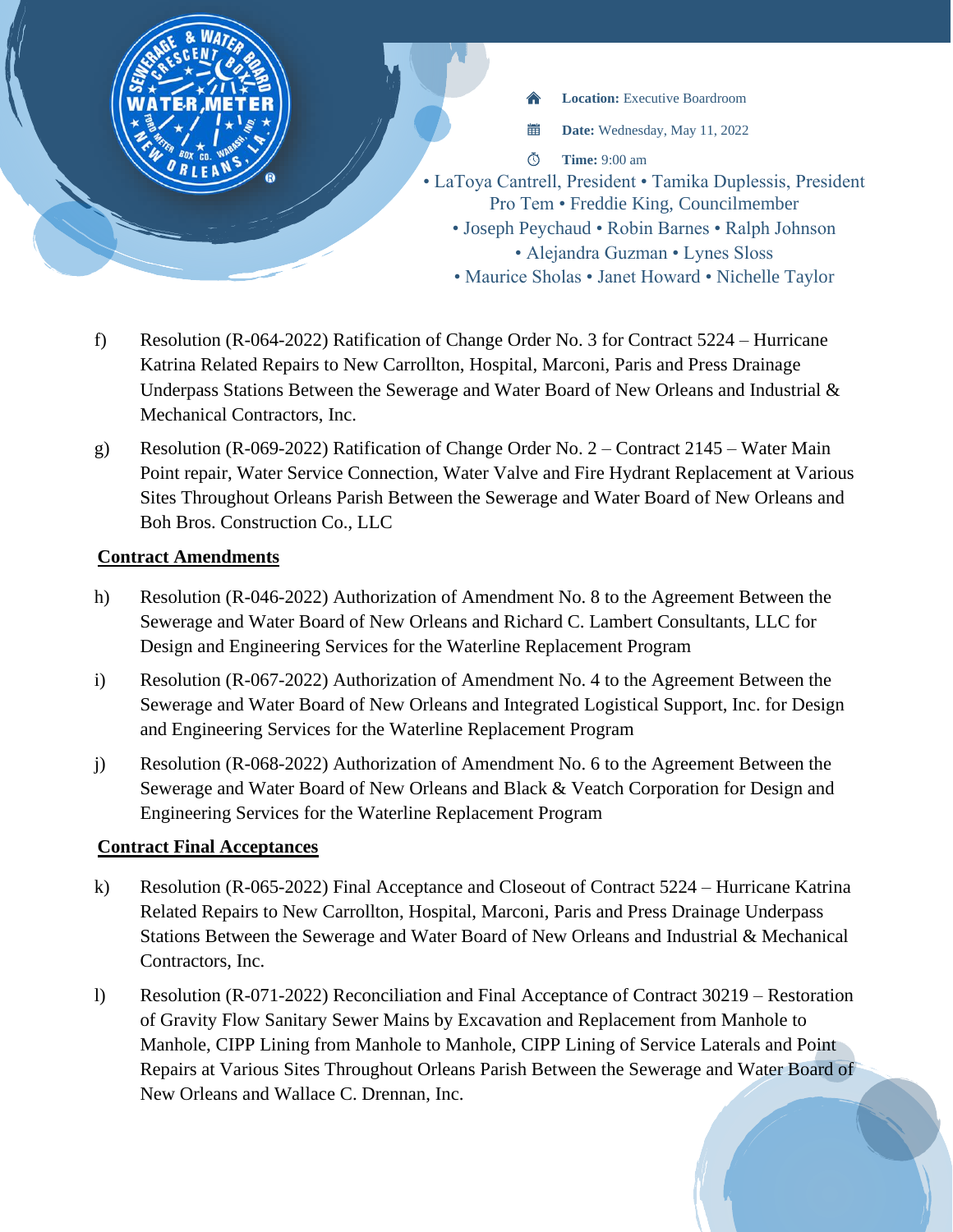f) Resolution (R-064-2022) Ratification of Change Order No. 3 for Contract 5224 – Hurricane Katrina Related Repairs to New Carrollton, Hospital, Marconi, Paris and Press Drainage Underpass Stations Between the Sewerage and Water Board of New Orleans and Industrial & Mechanical Contractors, Inc.

g) Resolution (R-069-2022) Ratification of Change Order No. 2 – Contract 2145 – Water Main Point repair, Water Service Connection, Water Valve and Fire Hydrant Replacement at Various Sites Throughout Orleans Parish Between the Sewerage and Water Board of New Orleans and Boh Bros. Construction Co., LLC

**<u>Contract Amendments</u>**

h) Resolution (R-046-2022) Authorization of Amendment No. 8 to the Agreement Between the Sewerage and Water Board of New Orleans and Richard C. Lambert Consultants, LLC for Design and Engineering Services for the Waterline Replacement Program

i) Resolution (R-067-2022) Authorization of Amendment No. 4 to the Agreement Between the Sewerage and Water Board of New Orleans and Integrated Logistical Support, Inc. for Design and Engineering Services for the Waterline Replacement Program

j) Resolution (R-068-2022) Authorization of Amendment No. 6 to the Agreement Between the Sewerage and Water Board of New Orleans and Black & Veatch Corporation for Design and Engineering Services for the Waterline Replacement Program

**<u>Contract Final Acceptances</u>**

k) Resolution (R-065-2022) Final Acceptance and Closeout of Contract 5224 – Hurricane Katrina Related Repairs to New Carrollton, Hospital, Marconi, Paris and Press Drainage Underpass Stations Between the Sewerage and Water Board of New Orleans and Industrial & Mechanical Contractors, Inc.

l) Resolution (R-071-2022) Reconciliation and Final Acceptance of Contract 30219 – Restoration of Gravity Flow Sanitary Sewer Mains by Excavation and Replacement from Manhole to Manhole, CIPP Lining from Manhole to Manhole, CIPP Lining of Service Laterals and Point Repairs at Various Sites Throughout Orleans Parish Between the Sewerage and Water Board of New Orleans and Wallace C. Drennan, Inc.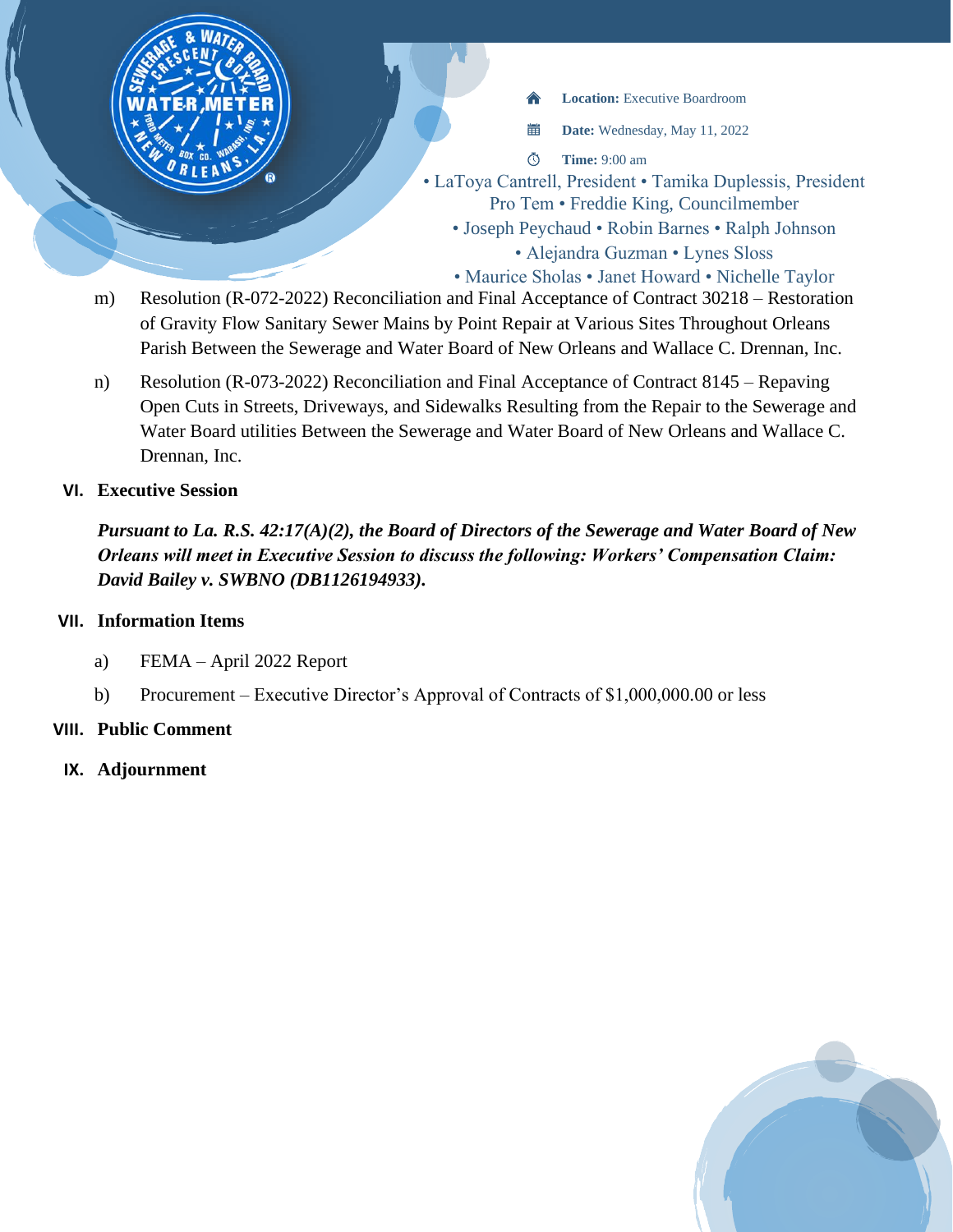**Location:** Executive Boardroom

**Date:** Wednesday, May 11, 2022

**Time:** 9:00 am

• LaToya Cantrell, President • Tamika Duplessis, President Pro Tem • Freddie King, Councilmember • Joseph Peychaud • Robin Barnes • Ralph Johnson • Alejandra Guzman • Lynes Sloss • Maurice Sholas • Janet Howard • Nichelle Taylor

m) Resolution (R-072-2022) Reconciliation and Final Acceptance of Contract 30218 – Restoration of Gravity Flow Sanitary Sewer Mains by Point Repair at Various Sites Throughout Orleans Parish Between the Sewerage and Water Board of New Orleans and Wallace C. Drennan, Inc.

n) Resolution (R-073-2022) Reconciliation and Final Acceptance of Contract 8145 – Repaving Open Cuts in Streets, Driveways, and Sidewalks Resulting from the Repair to the Sewerage and Water Board utilities Between the Sewerage and Water Board of New Orleans and Wallace C. Drennan, Inc.

## VI. Executive Session

***Pursuant to La. R.S. 42:17(A)(2), the Board of Directors of the Sewerage and Water Board of New Orleans will meet in Executive Session to discuss the following: Workers' Compensation Claim: David Bailey v. SWBNO (DB1126194933).***

## VII. Information Items

a) FEMA – April 2022 Report

b) Procurement – Executive Director's Approval of Contracts of $1,000,000.00 or less

## VIII. Public Comment

## IX. Adjournment